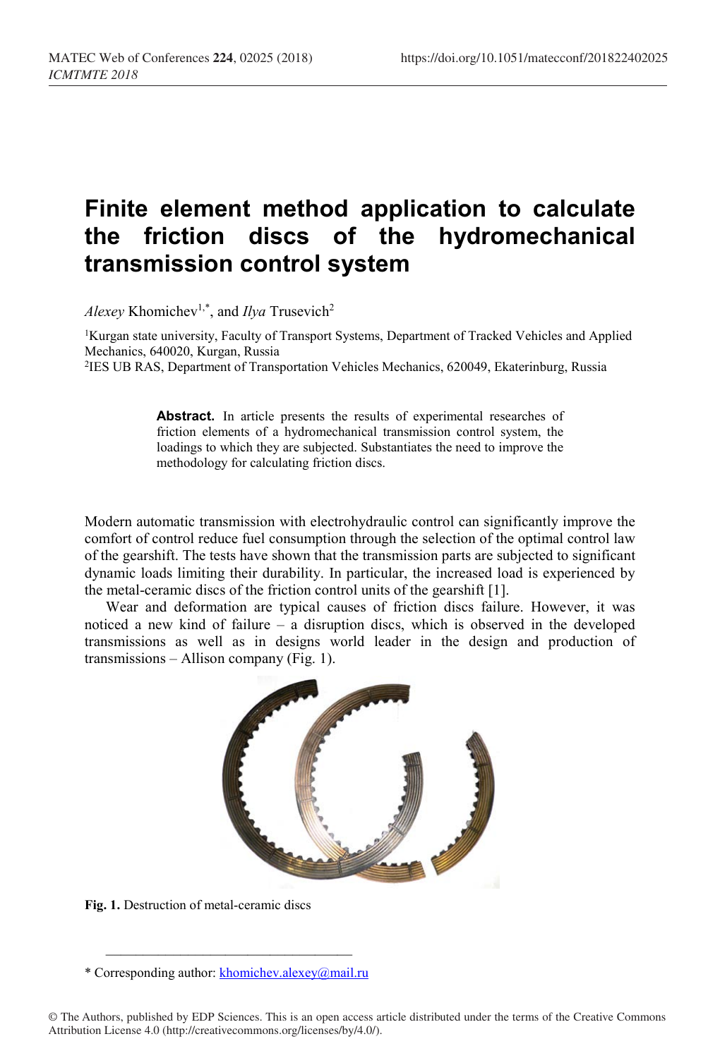# Finite element method application to calculate the friction discs of the hydromechanical transmission control system

*Alexey* Khomichev[1,*], and *Ilya* Trusevich[2]

[1]Kurgan state university, Faculty of Transport Systems, Department of Tracked Vehicles and Applied Mechanics, 640020, Kurgan, Russia

[2]IES UB RAS, Department of Transportation Vehicles Mechanics, 620049, Ekaterinburg, Russia

> **Abstract.** In article presents the results of experimental researches of friction elements of a hydromechanical transmission control system, the loadings to which they are subjected. Substantiates the need to improve the methodology for calculating friction discs.

Modern automatic transmission with electrohydraulic control can significantly improve the comfort of control reduce fuel consumption through the selection of the optimal control law of the gearshift. The tests have shown that the transmission parts are subjected to significant dynamic loads limiting their durability. In particular, the increased load is experienced by the metal-ceramic discs of the friction control units of the gearshift [1].

Wear and deformation are typical causes of friction discs failure. However, it was noticed a new kind of failure – a disruption discs, which is observed in the developed transmissions as well as in designs world leader in the design and production of transmissions – Allison company (Fig. 1).

**Fig. 1.** Destruction of metal-ceramic discs

* Corresponding author: khomichev.alexey@mail.ru

© The Authors, published by EDP Sciences. This is an open access article distributed under the terms of the Creative Commons Attribution License 4.0 (http://creativecommons.org/licenses/by/4.0/).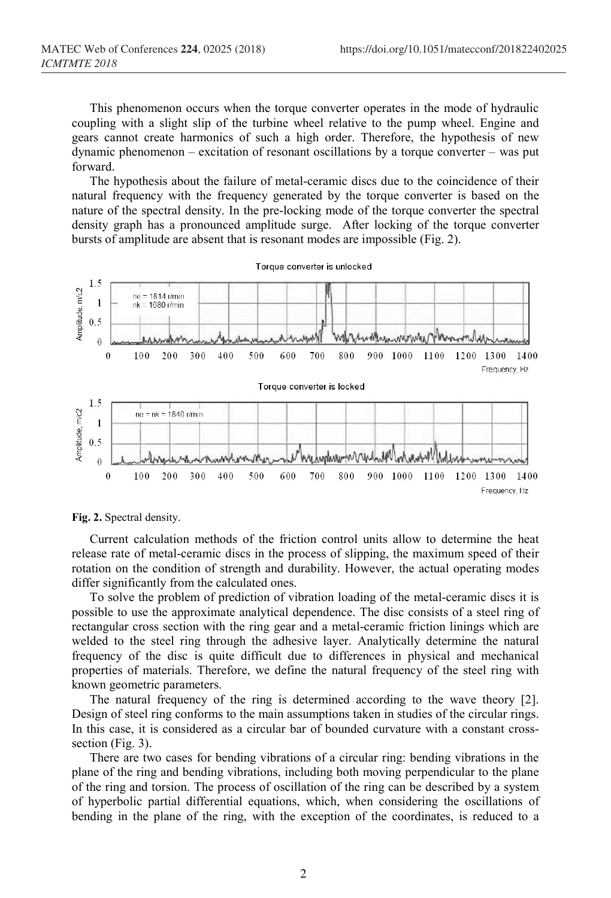This phenomenon occurs when the torque converter operates in the mode of hydraulic coupling with a slight slip of the turbine wheel relative to the pump wheel. Engine and gears cannot create harmonics of such a high order. Therefore, the hypothesis of new dynamic phenomenon – excitation of resonant oscillations by a torque converter – was put forward.

The hypothesis about the failure of metal-ceramic discs due to the coincidence of their natural frequency with the frequency generated by the torque converter is based on the nature of the spectral density. In the pre-locking mode of the torque converter the spectral density graph has a pronounced amplitude surge. After locking of the torque converter bursts of amplitude are absent that is resonant modes are impossible (Fig. 2).

Torque converter is unlocked

ne = 1814 r/min
nk = 1680 r/min

Amplitude, m/c2

0 0.5 1 1.5

0 100 200 300 400 500 600 700 800 900 1000 1100 1200 1300 1400

Frequency, Hz

Torque converter is locked

ne = nk = 1840 r/min

Amplitude, m/c2

0 0.5 1 1.5

0 100 200 300 400 500 600 700 800 900 1000 1100 1200 1300 1400

Frequency, Hz

**Fig. 2.** Spectral density.

Current calculation methods of the friction control units allow to determine the heat release rate of metal-ceramic discs in the process of slipping, the maximum speed of their rotation on the condition of strength and durability. However, the actual operating modes differ significantly from the calculated ones.

To solve the problem of prediction of vibration loading of the metal-ceramic discs it is possible to use the approximate analytical dependence. The disc consists of a steel ring of rectangular cross section with the ring gear and a metal-ceramic friction linings which are welded to the steel ring through the adhesive layer. Analytically determine the natural frequency of the disc is quite difficult due to differences in physical and mechanical properties of materials. Therefore, we define the natural frequency of the steel ring with known geometric parameters.

The natural frequency of the ring is determined according to the wave theory [2]. Design of steel ring conforms to the main assumptions taken in studies of the circular rings. In this case, it is considered as a circular bar of bounded curvature with a constant cross-section (Fig. 3).

There are two cases for bending vibrations of a circular ring: bending vibrations in the plane of the ring and bending vibrations, including both moving perpendicular to the plane of the ring and torsion. The process of oscillation of the ring can be described by a system of hyperbolic partial differential equations, which, when considering the oscillations of bending in the plane of the ring, with the exception of the coordinates, is reduced to a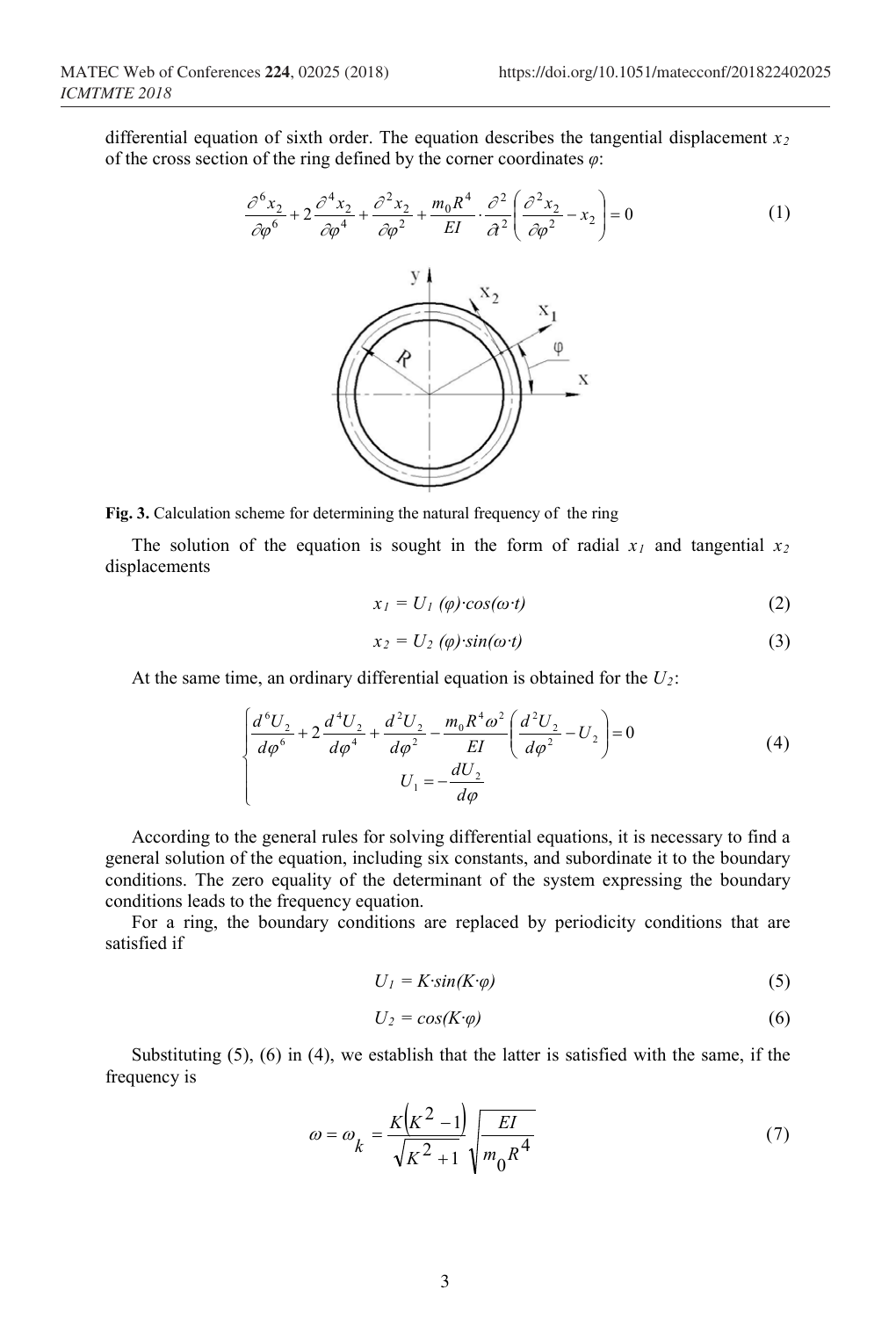differential equation of sixth order. The equation describes the tangential displacement $x_2$ of the cross section of the ring defined by the corner coordinates $\varphi$:

$$\frac{\partial^6 x_2}{\partial \varphi^6} + 2\frac{\partial^4 x_2}{\partial \varphi^4} + \frac{\partial^2 x_2}{\partial \varphi^2} + \frac{m_0 R^4}{EI} \cdot \frac{\partial^2}{\partial t^2}\left(\frac{\partial^2 x_2}{\partial \varphi^2} - x_2\right) = 0 \tag{1}$$

**Fig. 3.** Calculation scheme for determining the natural frequency of the ring

The solution of the equation is sought in the form of radial $x_1$ and tangential $x_2$ displacements

$$x_1 = U_1(\varphi)\cdot \cos(\omega \cdot t) \tag{2}$$

$$x_2 = U_2(\varphi)\cdot \sin(\omega \cdot t) \tag{3}$$

At the same time, an ordinary differential equation is obtained for the $U_2$:

$$\begin{cases} \dfrac{d^6 U_2}{d\varphi^6} + 2\dfrac{d^4 U_2}{d\varphi^4} + \dfrac{d^2 U_2}{d\varphi^2} - \dfrac{m_0 R^4 \omega^2}{EI}\left(\dfrac{d^2 U_2}{d\varphi^2} - U_2\right) = 0 \\ U_1 = -\dfrac{dU_2}{d\varphi} \end{cases} \tag{4}$$

According to the general rules for solving differential equations, it is necessary to find a general solution of the equation, including six constants, and subordinate it to the boundary conditions. The zero equality of the determinant of the system expressing the boundary conditions leads to the frequency equation.

For a ring, the boundary conditions are replaced by periodicity conditions that are satisfied if

$$U_1 = K\cdot \sin(K\cdot \varphi) \tag{5}$$

$$U_2 = \cos(K\cdot \varphi) \tag{6}$$

Substituting (5), (6) in (4), we establish that the latter is satisfied with the same, if the frequency is

$$\omega = \omega_k = \frac{K\left(K^2 - 1\right)}{\sqrt{K^2 + 1}}\sqrt{\frac{EI}{m_0 R^4}} \tag{7}$$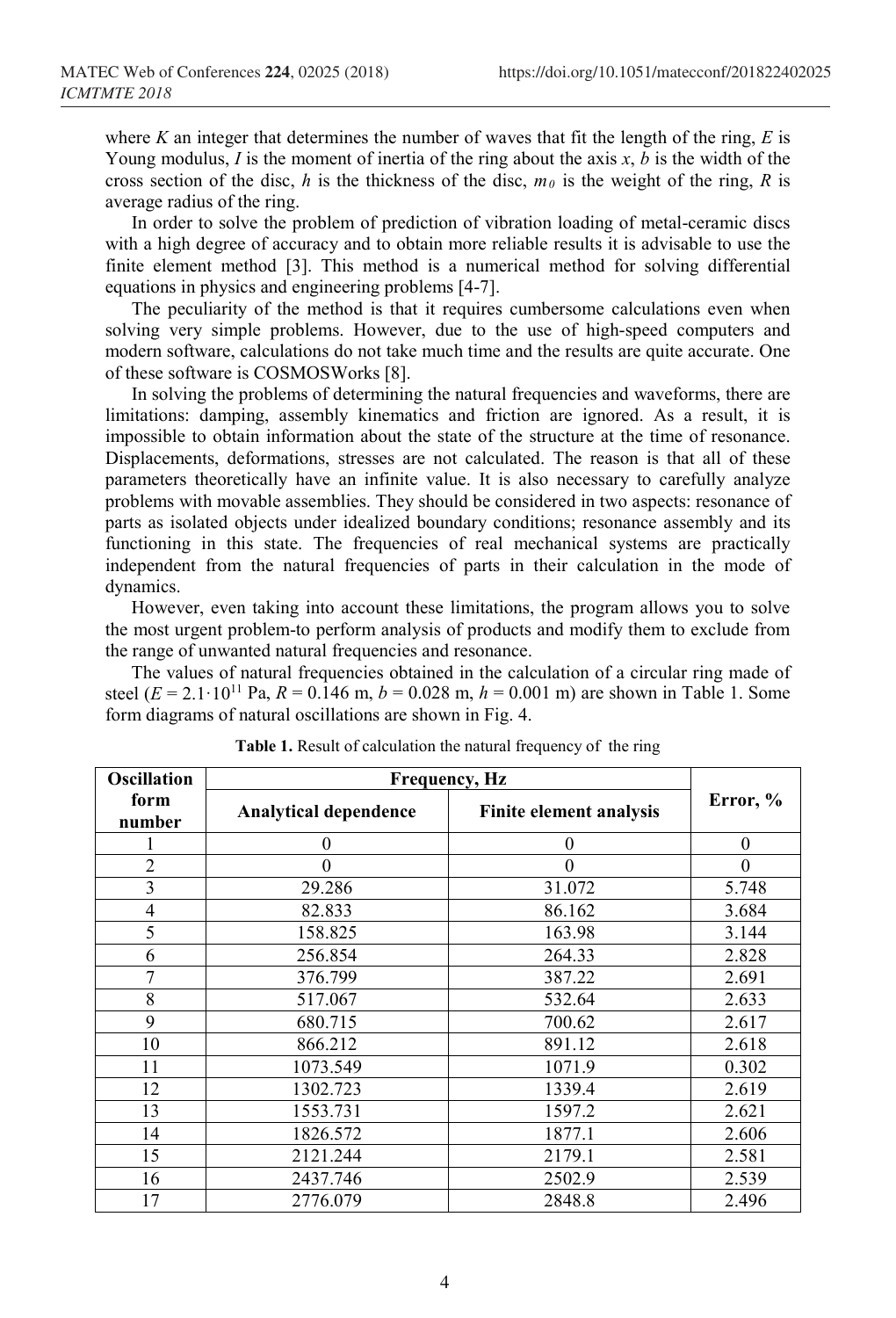where $K$ an integer that determines the number of waves that fit the length of the ring, $E$ is Young modulus, $I$ is the moment of inertia of the ring about the axis $x$, $b$ is the width of the cross section of the disc, $h$ is the thickness of the disc, $m_0$ is the weight of the ring, $R$ is average radius of the ring.

In order to solve the problem of prediction of vibration loading of metal-ceramic discs with a high degree of accuracy and to obtain more reliable results it is advisable to use the finite element method [3]. This method is a numerical method for solving differential equations in physics and engineering problems [4-7].

The peculiarity of the method is that it requires cumbersome calculations even when solving very simple problems. However, due to the use of high-speed computers and modern software, calculations do not take much time and the results are quite accurate. One of these software is COSMOSWorks [8].

In solving the problems of determining the natural frequencies and waveforms, there are limitations: damping, assembly kinematics and friction are ignored. As a result, it is impossible to obtain information about the state of the structure at the time of resonance. Displacements, deformations, stresses are not calculated. The reason is that all of these parameters theoretically have an infinite value. It is also necessary to carefully analyze problems with movable assemblies. They should be considered in two aspects: resonance of parts as isolated objects under idealized boundary conditions; resonance assembly and its functioning in this state. The frequencies of real mechanical systems are practically independent from the natural frequencies of parts in their calculation in the mode of dynamics.

However, even taking into account these limitations, the program allows you to solve the most urgent problem-to perform analysis of products and modify them to exclude from the range of unwanted natural frequencies and resonance.

The values of natural frequencies obtained in the calculation of a circular ring made of steel ($E = 2.1 \cdot 10^{11}$ Pa, $R = 0.146$ m, $b = 0.028$ m, $h = 0.001$ m) are shown in Table 1. Some form diagrams of natural oscillations are shown in Fig. 4.

**Table 1.** Result of calculation the natural frequency of the ring

| Oscillation form number | Frequency, Hz | | Error, % |
|---|---|---|---|
| | Analytical dependence | Finite element analysis | |
| 1 | 0 | 0 | 0 |
| 2 | 0 | 0 | 0 |
| 3 | 29.286 | 31.072 | 5.748 |
| 4 | 82.833 | 86.162 | 3.684 |
| 5 | 158.825 | 163.98 | 3.144 |
| 6 | 256.854 | 264.33 | 2.828 |
| 7 | 376.799 | 387.22 | 2.691 |
| 8 | 517.067 | 532.64 | 2.633 |
| 9 | 680.715 | 700.62 | 2.617 |
| 10 | 866.212 | 891.12 | 2.618 |
| 11 | 1073.549 | 1071.9 | 0.302 |
| 12 | 1302.723 | 1339.4 | 2.619 |
| 13 | 1553.731 | 1597.2 | 2.621 |
| 14 | 1826.572 | 1877.1 | 2.606 |
| 15 | 2121.244 | 2179.1 | 2.581 |
| 16 | 2437.746 | 2502.9 | 2.539 |
| 17 | 2776.079 | 2848.8 | 2.496 |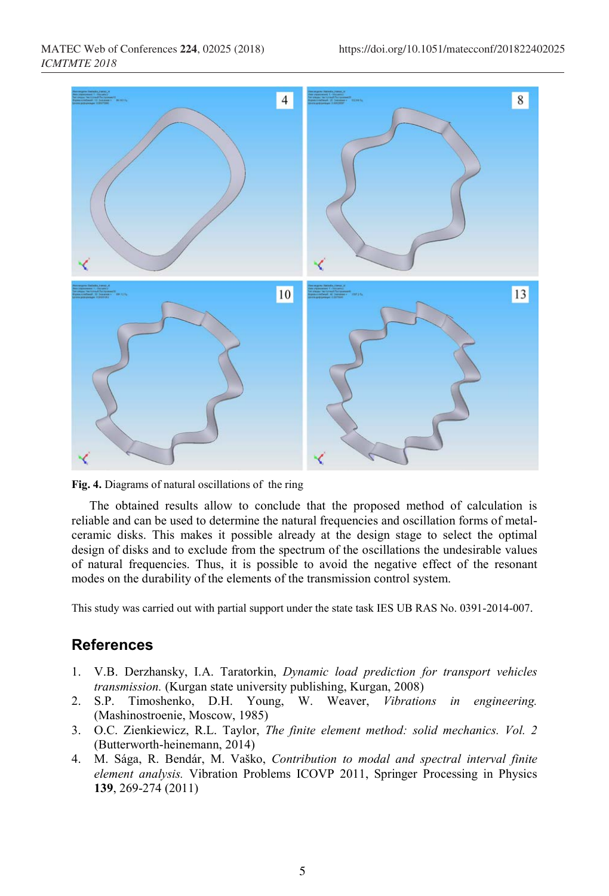**Fig. 4.** Diagrams of natural oscillations of the ring

The obtained results allow to conclude that the proposed method of calculation is reliable and can be used to determine the natural frequencies and oscillation forms of metal-ceramic disks. This makes it possible already at the design stage to select the optimal design of disks and to exclude from the spectrum of the oscillations the undesirable values of natural frequencies. Thus, it is possible to avoid the negative effect of the resonant modes on the durability of the elements of the transmission control system.

This study was carried out with partial support under the state task IES UB RAS No. 0391-2014-007.

## References

1. V.B. Derzhansky, I.A. Taratorkin, *Dynamic load prediction for transport vehicles transmission.* (Kurgan state university publishing, Kurgan, 2008)
2. S.P. Timoshenko, D.H. Young, W. Weaver, *Vibrations in engineering.* (Mashinostroenie, Moscow, 1985)
3. O.C. Zienkiewicz, R.L. Taylor, *The finite element method: solid mechanics. Vol. 2* (Butterworth-heinemann, 2014)
4. M. Sága, R. Bendár, M. Vaško, *Contribution to modal and spectral interval finite element analysis.* Vibration Problems ICOVP 2011, Springer Processing in Physics **139**, 269-274 (2011)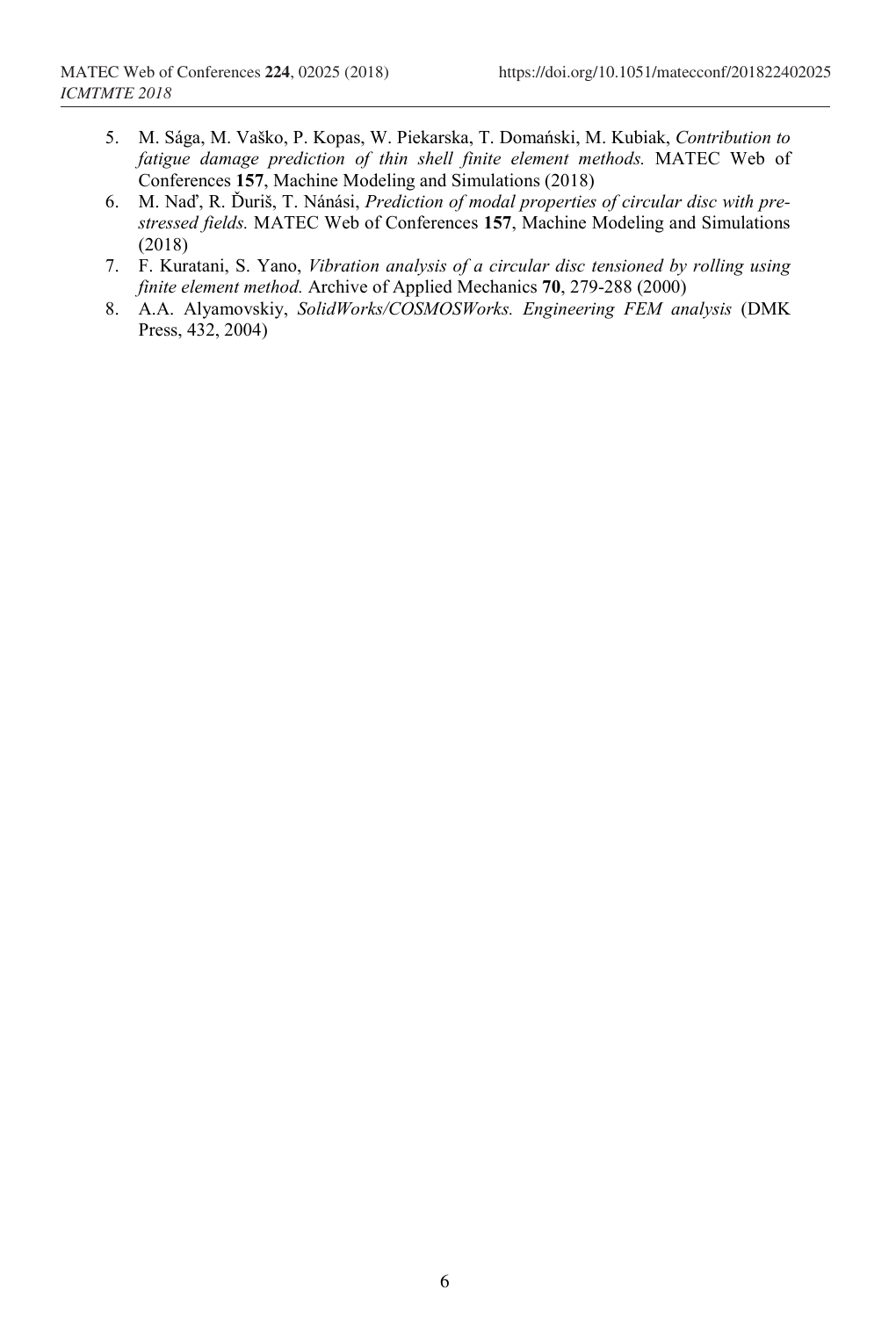5. M. Sága, M. Vaško, P. Kopas, W. Piekarska, T. Domański, M. Kubiak, *Contribution to fatigue damage prediction of thin shell finite element methods.* MATEC Web of Conferences **157**, Machine Modeling and Simulations (2018)
6. M. Naď, R. Ďuriš, T. Nánási, *Prediction of modal properties of circular disc with pre-stressed fields.* MATEC Web of Conferences **157**, Machine Modeling and Simulations (2018)
7. F. Kuratani, S. Yano, *Vibration analysis of a circular disc tensioned by rolling using finite element method.* Archive of Applied Mechanics **70**, 279-288 (2000)
8. A.A. Alyamovskiy, *SolidWorks/COSMOSWorks. Engineering FEM analysis* (DMK Press, 432, 2004)